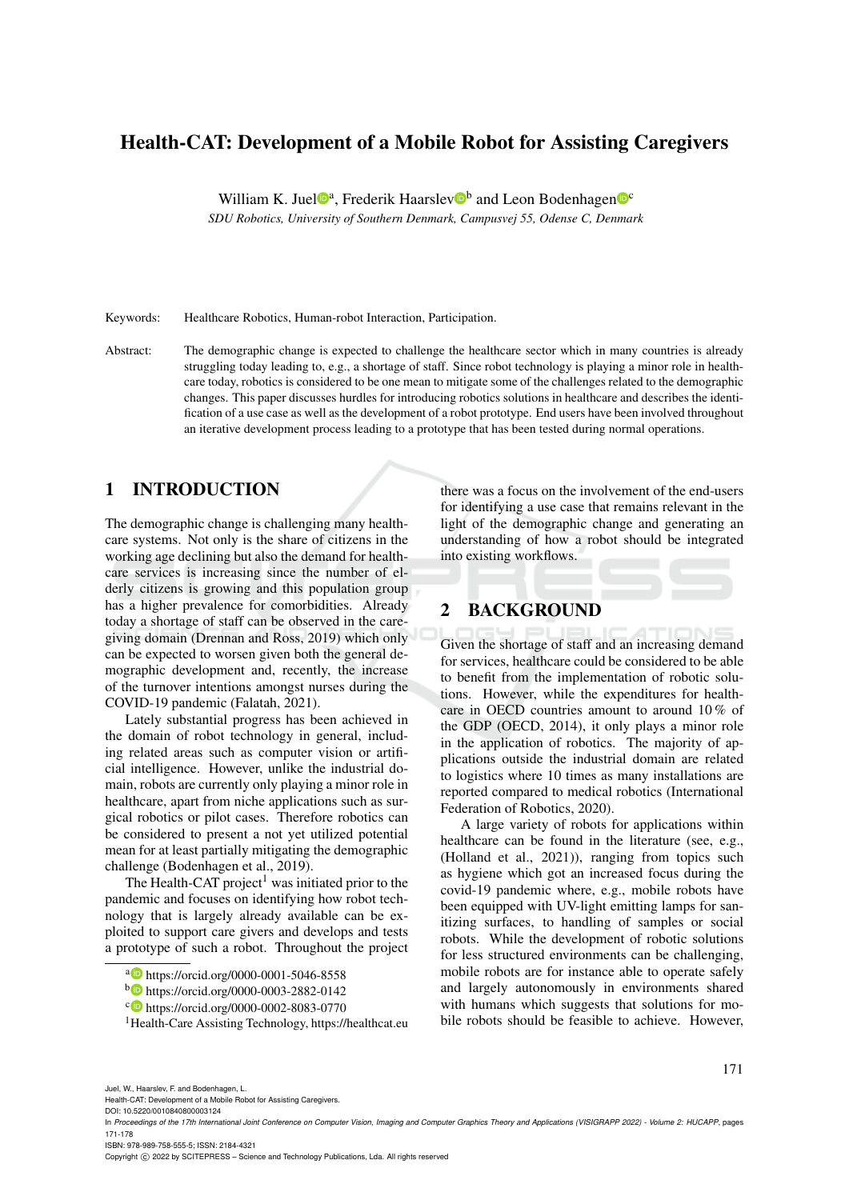# Health-CAT: Development of a Mobile Robot for Assisting Caregivers

William K. Juel[a], Frederik Haarslev[b] and Leon Bodenhagen[c]

*SDU Robotics, University of Southern Denmark, Campusvej 55, Odense C, Denmark*

Keywords: Healthcare Robotics, Human-robot Interaction, Participation.

Abstract: The demographic change is expected to challenge the healthcare sector which in many countries is already struggling today leading to, e.g., a shortage of staff. Since robot technology is playing a minor role in healthcare today, robotics is considered to be one mean to mitigate some of the challenges related to the demographic changes. This paper discusses hurdles for introducing robotics solutions in healthcare and describes the identification of a use case as well as the development of a robot prototype. End users have been involved throughout an iterative development process leading to a prototype that has been tested during normal operations.

## 1 INTRODUCTION

The demographic change is challenging many healthcare systems. Not only is the share of citizens in the working age declining but also the demand for healthcare services is increasing since the number of elderly citizens is growing and this population group has a higher prevalence for comorbidities. Already today a shortage of staff can be observed in the caregiving domain (Drennan and Ross, 2019) which only can be expected to worsen given both the general demographic development and, recently, the increase of the turnover intentions amongst nurses during the COVID-19 pandemic (Falatah, 2021).

Lately substantial progress has been achieved in the domain of robot technology in general, including related areas such as computer vision or artificial intelligence. However, unlike the industrial domain, robots are currently only playing a minor role in healthcare, apart from niche applications such as surgical robotics or pilot cases. Therefore robotics can be considered to present a not yet utilized potential mean for at least partially mitigating the demographic challenge (Bodenhagen et al., 2019).

The Health-CAT project[1] was initiated prior to the pandemic and focuses on identifying how robot technology that is largely already available can be exploited to support care givers and develops and tests a prototype of such a robot. Throughout the project there was a focus on the involvement of the end-users for identifying a use case that remains relevant in the light of the demographic change and generating an understanding of how a robot should be integrated into existing workflows.

## 2 BACKGROUND

Given the shortage of staff and an increasing demand for services, healthcare could be considered to be able to benefit from the implementation of robotic solutions. However, while the expenditures for healthcare in OECD countries amount to around 10 % of the GDP (OECD, 2014), it only plays a minor role in the application of robotics. The majority of applications outside the industrial domain are related to logistics where 10 times as many installations are reported compared to medical robotics (International Federation of Robotics, 2020).

A large variety of robots for applications within healthcare can be found in the literature (see, e.g., (Holland et al., 2021)), ranging from topics such as hygiene which got an increased focus during the covid-19 pandemic where, e.g., mobile robots have been equipped with UV-light emitting lamps for sanitizing surfaces, to handling of samples or social robots. While the development of robotic solutions for less structured environments can be challenging, mobile robots are for instance able to operate safely and largely autonomously in environments shared with humans which suggests that solutions for mobile robots should be feasible to achieve. However,

[a] https://orcid.org/0000-0001-5046-8558
[b] https://orcid.org/0000-0003-2882-0142
[c] https://orcid.org/0000-0002-8083-0770
[1] Health-Care Assisting Technology, https://healthcat.eu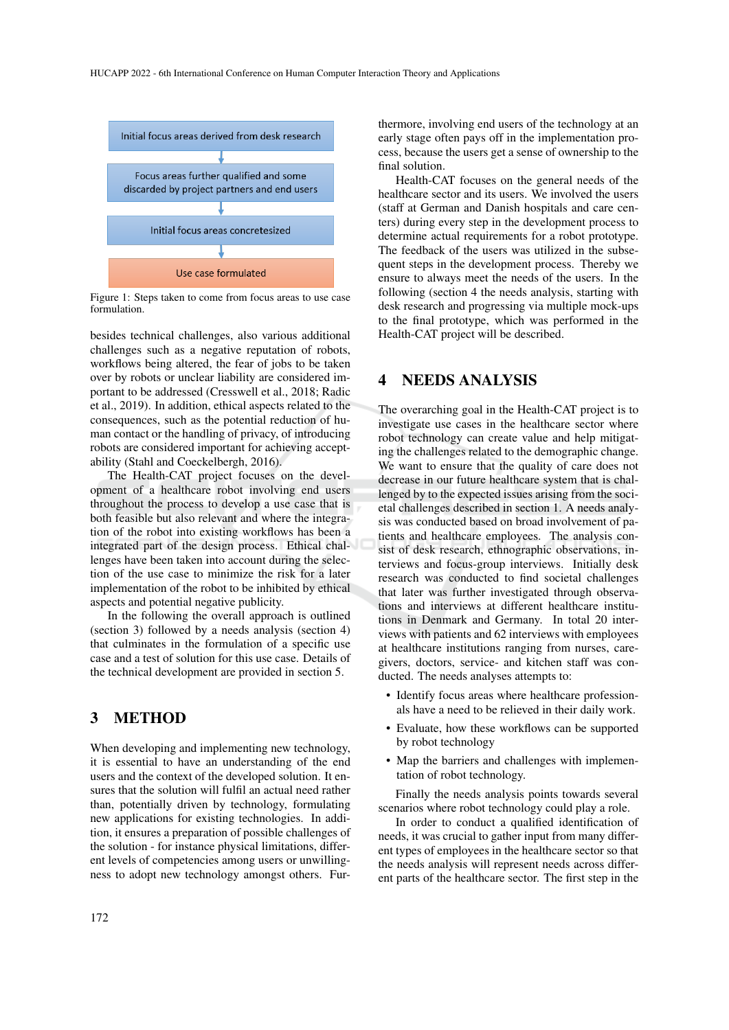Initial focus areas derived from desk research

Focus areas further qualified and some discarded by project partners and end users

Initial focus areas concretesized

Use case formulated

Figure 1: Steps taken to come from focus areas to use case formulation.

besides technical challenges, also various additional challenges such as a negative reputation of robots, workflows being altered, the fear of jobs to be taken over by robots or unclear liability are considered important to be addressed (Cresswell et al., 2018; Radic et al., 2019). In addition, ethical aspects related to the consequences, such as the potential reduction of human contact or the handling of privacy, of introducing robots are considered important for achieving acceptability (Stahl and Coeckelbergh, 2016).

The Health-CAT project focuses on the development of a healthcare robot involving end users throughout the process to develop a use case that is both feasible but also relevant and where the integration of the robot into existing workflows has been a integrated part of the design process. Ethical challenges have been taken into account during the selection of the use case to minimize the risk for a later implementation of the robot to be inhibited by ethical aspects and potential negative publicity.

In the following the overall approach is outlined (section 3) followed by a needs analysis (section 4) that culminates in the formulation of a specific use case and a test of solution for this use case. Details of the technical development are provided in section 5.

## 3 METHOD

When developing and implementing new technology, it is essential to have an understanding of the end users and the context of the developed solution. It ensures that the solution will fulfil an actual need rather than, potentially driven by technology, formulating new applications for existing technologies. In addition, it ensures a preparation of possible challenges of the solution - for instance physical limitations, different levels of competencies among users or unwillingness to adopt new technology amongst others. Furthermore, involving end users of the technology at an early stage often pays off in the implementation process, because the users get a sense of ownership to the final solution.

Health-CAT focuses on the general needs of the healthcare sector and its users. We involved the users (staff at German and Danish hospitals and care centers) during every step in the development process to determine actual requirements for a robot prototype. The feedback of the users was utilized in the subsequent steps in the development process. Thereby we ensure to always meet the needs of the users. In the following (section 4 the needs analysis, starting with desk research and progressing via multiple mock-ups to the final prototype, which was performed in the Health-CAT project will be described.

## 4 NEEDS ANALYSIS

The overarching goal in the Health-CAT project is to investigate use cases in the healthcare sector where robot technology can create value and help mitigating the challenges related to the demographic change. We want to ensure that the quality of care does not decrease in our future healthcare system that is challenged by to the expected issues arising from the societal challenges described in section 1. A needs analysis was conducted based on broad involvement of patients and healthcare employees. The analysis consist of desk research, ethnographic observations, interviews and focus-group interviews. Initially desk research was conducted to find societal challenges that later was further investigated through observations and interviews at different healthcare institutions in Denmark and Germany. In total 20 interviews with patients and 62 interviews with employees at healthcare institutions ranging from nurses, caregivers, doctors, service- and kitchen staff was conducted. The needs analyses attempts to:

- Identify focus areas where healthcare professionals have a need to be relieved in their daily work.
- Evaluate, how these workflows can be supported by robot technology
- Map the barriers and challenges with implementation of robot technology.

Finally the needs analysis points towards several scenarios where robot technology could play a role.

In order to conduct a qualified identification of needs, it was crucial to gather input from many different types of employees in the healthcare sector so that the needs analysis will represent needs across different parts of the healthcare sector. The first step in the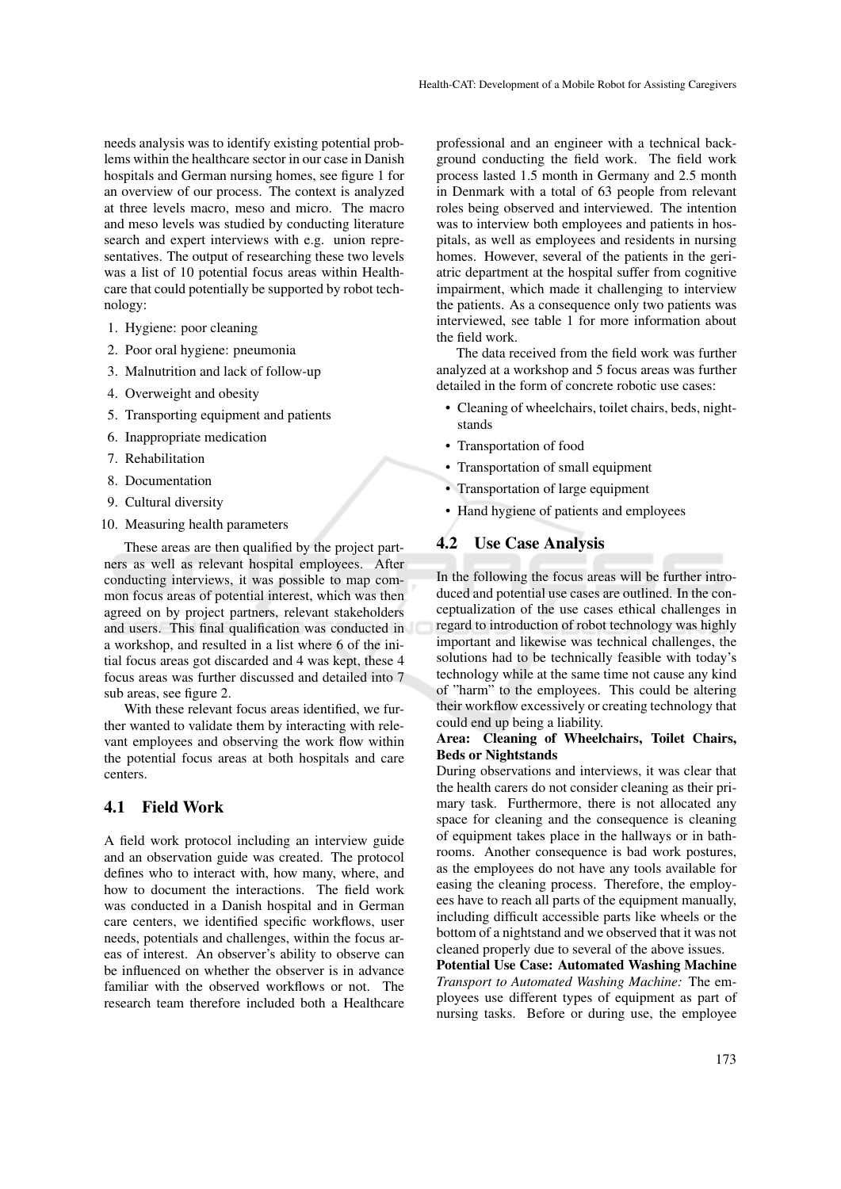needs analysis was to identify existing potential problems within the healthcare sector in our case in Danish hospitals and German nursing homes, see figure 1 for an overview of our process. The context is analyzed at three levels macro, meso and micro. The macro and meso levels was studied by conducting literature search and expert interviews with e.g. union representatives. The output of researching these two levels was a list of 10 potential focus areas within Healthcare that could potentially be supported by robot technology:

1. Hygiene: poor cleaning
2. Poor oral hygiene: pneumonia
3. Malnutrition and lack of follow-up
4. Overweight and obesity
5. Transporting equipment and patients
6. Inappropriate medication
7. Rehabilitation
8. Documentation
9. Cultural diversity
10. Measuring health parameters

These areas are then qualified by the project partners as well as relevant hospital employees. After conducting interviews, it was possible to map common focus areas of potential interest, which was then agreed on by project partners, relevant stakeholders and users. This final qualification was conducted in a workshop, and resulted in a list where 6 of the initial focus areas got discarded and 4 was kept, these 4 focus areas was further discussed and detailed into 7 sub areas, see figure 2.

With these relevant focus areas identified, we further wanted to validate them by interacting with relevant employees and observing the work flow within the potential focus areas at both hospitals and care centers.

## 4.1 Field Work

A field work protocol including an interview guide and an observation guide was created. The protocol defines who to interact with, how many, where, and how to document the interactions. The field work was conducted in a Danish hospital and in German care centers, we identified specific workflows, user needs, potentials and challenges, within the focus areas of interest. An observer's ability to observe can be influenced on whether the observer is in advance familiar with the observed workflows or not. The research team therefore included both a Healthcare professional and an engineer with a technical background conducting the field work. The field work process lasted 1.5 month in Germany and 2.5 month in Denmark with a total of 63 people from relevant roles being observed and interviewed. The intention was to interview both employees and patients in hospitals, as well as employees and residents in nursing homes. However, several of the patients in the geriatric department at the hospital suffer from cognitive impairment, which made it challenging to interview the patients. As a consequence only two patients was interviewed, see table 1 for more information about the field work.

The data received from the field work was further analyzed at a workshop and 5 focus areas was further detailed in the form of concrete robotic use cases:

- Cleaning of wheelchairs, toilet chairs, beds, nightstands
- Transportation of food
- Transportation of small equipment
- Transportation of large equipment
- Hand hygiene of patients and employees

## 4.2 Use Case Analysis

In the following the focus areas will be further introduced and potential use cases are outlined. In the conceptualization of the use cases ethical challenges in regard to introduction of robot technology was highly important and likewise was technical challenges, the solutions had to be technically feasible with today's technology while at the same time not cause any kind of "harm" to the employees. This could be altering their workflow excessively or creating technology that could end up being a liability.

**Area: Cleaning of Wheelchairs, Toilet Chairs, Beds or Nightstands**

During observations and interviews, it was clear that the health carers do not consider cleaning as their primary task. Furthermore, there is not allocated any space for cleaning and the consequence is cleaning of equipment takes place in the hallways or in bathrooms. Another consequence is bad work postures, as the employees do not have any tools available for easing the cleaning process. Therefore, the employees have to reach all parts of the equipment manually, including difficult accessible parts like wheels or the bottom of a nightstand and we observed that it was not cleaned properly due to several of the above issues.

**Potential Use Case: Automated Washing Machine**

*Transport to Automated Washing Machine:* The employees use different types of equipment as part of nursing tasks. Before or during use, the employee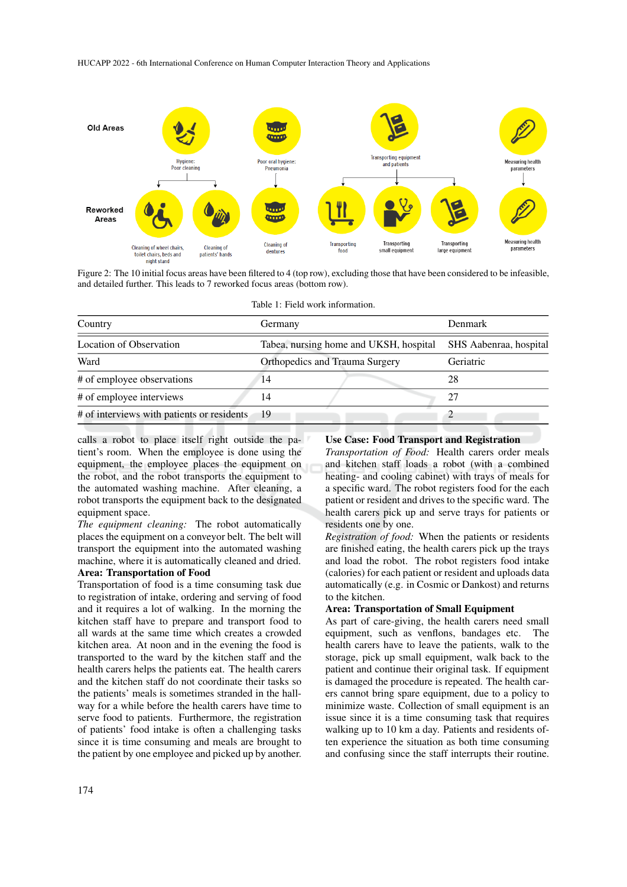Old Areas

Hygiene: Poor cleaning

Poor oral hygiene: Pneumonia

Transporting equipment and patients

Measuring health parameters

Reworked Areas

Cleaning of wheel chairs, toilet chairs, beds and night stand

Cleaning of patients' hands

Cleaning of dentures

Transporting food

Transporting small equipment

Transporting large equipment

Measuring health parameters

Figure 2: The 10 initial focus areas have been filtered to 4 (top row), excluding those that have been considered to be infeasible, and detailed further. This leads to 7 reworked focus areas (bottom row).

Table 1: Field work information.

| Country | Germany | Denmark |
|---|---|---|
| Location of Observation | Tabea, nursing home and UKSH, hospital | SHS Aabenraa, hospital |
| Ward | Orthopedics and Trauma Surgery | Geriatric |
| # of employee observations | 14 | 28 |
| # of employee interviews | 14 | 27 |
| # of interviews with patients or residents | 19 | 2 |

calls a robot to place itself right outside the patient's room. When the employee is done using the equipment, the employee places the equipment on the robot, and the robot transports the equipment to the automated washing machine. After cleaning, a robot transports the equipment back to the designated equipment space.

*The equipment cleaning:* The robot automatically places the equipment on a conveyor belt. The belt will transport the equipment into the automated washing machine, where it is automatically cleaned and dried.

**Area: Transportation of Food**

Transportation of food is a time consuming task due to registration of intake, ordering and serving of food and it requires a lot of walking. In the morning the kitchen staff have to prepare and transport food to all wards at the same time which creates a crowded kitchen area. At noon and in the evening the food is transported to the ward by the kitchen staff and the health carers helps the patients eat. The health carers and the kitchen staff do not coordinate their tasks so the patients' meals is sometimes stranded in the hallway for a while before the health carers have time to serve food to patients. Furthermore, the registration of patients' food intake is often a challenging tasks since it is time consuming and meals are brought to the patient by one employee and picked up by another.

**Use Case: Food Transport and Registration**

*Transportation of Food:* Health carers order meals and kitchen staff loads a robot (with a combined heating- and cooling cabinet) with trays of meals for a specific ward. The robot registers food for the each patient or resident and drives to the specific ward. The health carers pick up and serve trays for patients or residents one by one.

*Registration of food:* When the patients or residents are finished eating, the health carers pick up the trays and load the robot. The robot registers food intake (calories) for each patient or resident and uploads data automatically (e.g. in Cosmic or Dankost) and returns to the kitchen.

**Area: Transportation of Small Equipment**

As part of care-giving, the health carers need small equipment, such as venflons, bandages etc. The health carers have to leave the patients, walk to the storage, pick up small equipment, walk back to the patient and continue their original task. If equipment is damaged the procedure is repeated. The health carers cannot bring spare equipment, due to a policy to minimize waste. Collection of small equipment is an issue since it is a time consuming task that requires walking up to 10 km a day. Patients and residents often experience the situation as both time consuming and confusing since the staff interrupts their routine.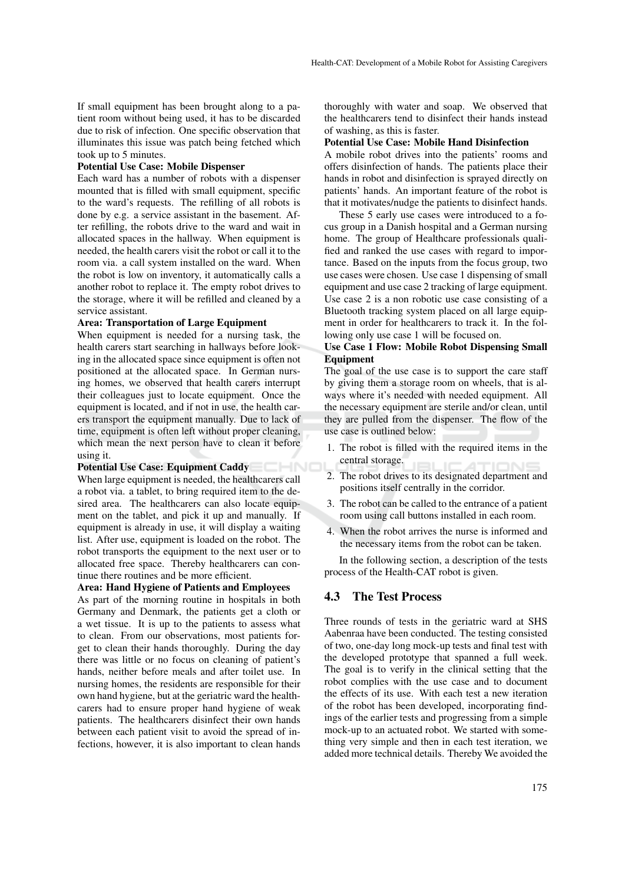If small equipment has been brought along to a patient room without being used, it has to be discarded due to risk of infection. One specific observation that illuminates this issue was patch being fetched which took up to 5 minutes.

**Potential Use Case: Mobile Dispenser**

Each ward has a number of robots with a dispenser mounted that is filled with small equipment, specific to the ward's requests. The refilling of all robots is done by e.g. a service assistant in the basement. After refilling, the robots drive to the ward and wait in allocated spaces in the hallway. When equipment is needed, the health carers visit the robot or call it to the room via. a call system installed on the ward. When the robot is low on inventory, it automatically calls a another robot to replace it. The empty robot drives to the storage, where it will be refilled and cleaned by a service assistant.

**Area: Transportation of Large Equipment**

When equipment is needed for a nursing task, the health carers start searching in hallways before looking in the allocated space since equipment is often not positioned at the allocated space. In German nursing homes, we observed that health carers interrupt their colleagues just to locate equipment. Once the equipment is located, and if not in use, the health carers transport the equipment manually. Due to lack of time, equipment is often left without proper cleaning, which mean the next person have to clean it before using it.

**Potential Use Case: Equipment Caddy**

When large equipment is needed, the healthcarers call a robot via. a tablet, to bring required item to the desired area. The healthcarers can also locate equipment on the tablet, and pick it up and manually. If equipment is already in use, it will display a waiting list. After use, equipment is loaded on the robot. The robot transports the equipment to the next user or to allocated free space. Thereby healthcarers can continue there routines and be more efficient.

**Area: Hand Hygiene of Patients and Employees**

As part of the morning routine in hospitals in both Germany and Denmark, the patients get a cloth or a wet tissue. It is up to the patients to assess what to clean. From our observations, most patients forget to clean their hands thoroughly. During the day there was little or no focus on cleaning of patient's hands, neither before meals and after toilet use. In nursing homes, the residents are responsible for their own hand hygiene, but at the geriatric ward the healthcarers had to ensure proper hand hygiene of weak patients. The healthcarers disinfect their own hands between each patient visit to avoid the spread of infections, however, it is also important to clean hands thoroughly with water and soap. We observed that the healthcarers tend to disinfect their hands instead of washing, as this is faster.

**Potential Use Case: Mobile Hand Disinfection**

A mobile robot drives into the patients' rooms and offers disinfection of hands. The patients place their hands in robot and disinfection is sprayed directly on patients' hands. An important feature of the robot is that it motivates/nudge the patients to disinfect hands.

These 5 early use cases were introduced to a focus group in a Danish hospital and a German nursing home. The group of Healthcare professionals qualified and ranked the use cases with regard to importance. Based on the inputs from the focus group, two use cases were chosen. Use case 1 dispensing of small equipment and use case 2 tracking of large equipment. Use case 2 is a non robotic use case consisting of a Bluetooth tracking system placed on all large equipment in order for healthcarers to track it. In the following only use case 1 will be focused on.

**Use Case 1 Flow: Mobile Robot Dispensing Small Equipment**

The goal of the use case is to support the care staff by giving them a storage room on wheels, that is always where it's needed with needed equipment. All the necessary equipment are sterile and/or clean, until they are pulled from the dispenser. The flow of the use case is outlined below:

1. The robot is filled with the required items in the central storage.
2. The robot drives to its designated department and positions itself centrally in the corridor.
3. The robot can be called to the entrance of a patient room using call buttons installed in each room.
4. When the robot arrives the nurse is informed and the necessary items from the robot can be taken.

In the following section, a description of the tests process of the Health-CAT robot is given.

## 4.3 The Test Process

Three rounds of tests in the geriatric ward at SHS Aabenraa have been conducted. The testing consisted of two, one-day long mock-up tests and final test with the developed prototype that spanned a full week. The goal is to verify in the clinical setting that the robot complies with the use case and to document the effects of its use. With each test a new iteration of the robot has been developed, incorporating findings of the earlier tests and progressing from a simple mock-up to an actuated robot. We started with something very simple and then in each test iteration, we added more technical details. Thereby We avoided the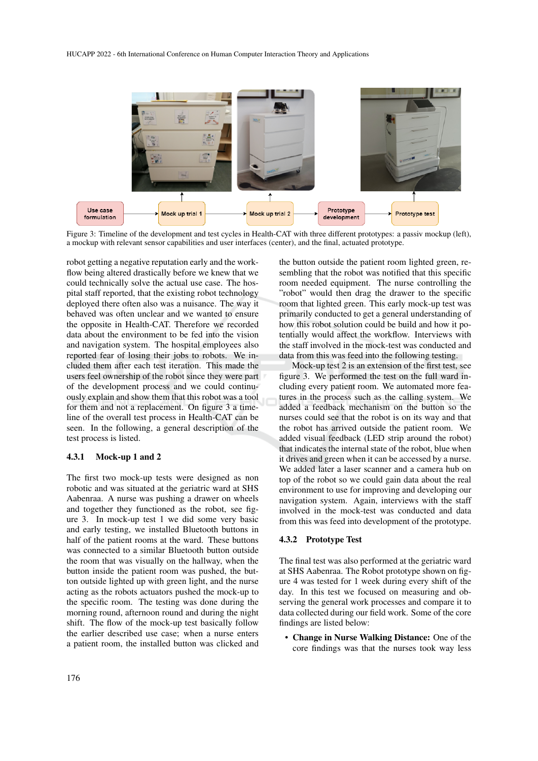Use case formulation → Mock up trial 1 → Mock up trial 2 → Prototype development → Prototype test

Figure 3: Timeline of the development and test cycles in Health-CAT with three different prototypes: a passiv mockup (left), a mockup with relevant sensor capabilities and user interfaces (center), and the final, actuated prototype.

robot getting a negative reputation early and the workflow being altered drastically before we knew that we could technically solve the actual use case. The hospital staff reported, that the existing robot technology deployed there often also was a nuisance. The way it behaved was often unclear and we wanted to ensure the opposite in Health-CAT. Therefore we recorded data about the environment to be fed into the vision and navigation system. The hospital employees also reported fear of losing their jobs to robots. We included them after each test iteration. This made the users feel ownership of the robot since they were part of the development process and we could continuously explain and show them that this robot was a tool for them and not a replacement. On figure 3 a timeline of the overall test process in Health-CAT can be seen. In the following, a general description of the test process is listed.

### 4.3.1 Mock-up 1 and 2

The first two mock-up tests were designed as non robotic and was situated at the geriatric ward at SHS Aabenraa. A nurse was pushing a drawer on wheels and together they functioned as the robot, see figure 3. In mock-up test 1 we did some very basic and early testing, we installed Bluetooth buttons in half of the patient rooms at the ward. These buttons was connected to a similar Bluetooth button outside the room that was visually on the hallway, when the button inside the patient room was pushed, the button outside lighted up with green light, and the nurse acting as the robots actuators pushed the mock-up to the specific room. The testing was done during the morning round, afternoon round and during the night shift. The flow of the mock-up test basically follow the earlier described use case; when a nurse enters a patient room, the installed button was clicked and the button outside the patient room lighted green, resembling that the robot was notified that this specific room needed equipment. The nurse controlling the "robot" would then drag the drawer to the specific room that lighted green. This early mock-up test was primarily conducted to get a general understanding of how this robot solution could be build and how it potentially would affect the workflow. Interviews with the staff involved in the mock-test was conducted and data from this was feed into the following testing.

Mock-up test 2 is an extension of the first test, see figure 3. We performed the test on the full ward including every patient room. We automated more features in the process such as the calling system. We added a feedback mechanism on the button so the nurses could see that the robot is on its way and that the robot has arrived outside the patient room. We added visual feedback (LED strip around the robot) that indicates the internal state of the robot, blue when it drives and green when it can be accessed by a nurse. We added later a laser scanner and a camera hub on top of the robot so we could gain data about the real environment to use for improving and developing our navigation system. Again, interviews with the staff involved in the mock-test was conducted and data from this was feed into development of the prototype.

### 4.3.2 Prototype Test

The final test was also performed at the geriatric ward at SHS Aabenraa. The Robot prototype shown on figure 4 was tested for 1 week during every shift of the day. In this test we focused on measuring and observing the general work processes and compare it to data collected during our field work. Some of the core findings are listed below:

- **Change in Nurse Walking Distance:** One of the core findings was that the nurses took way less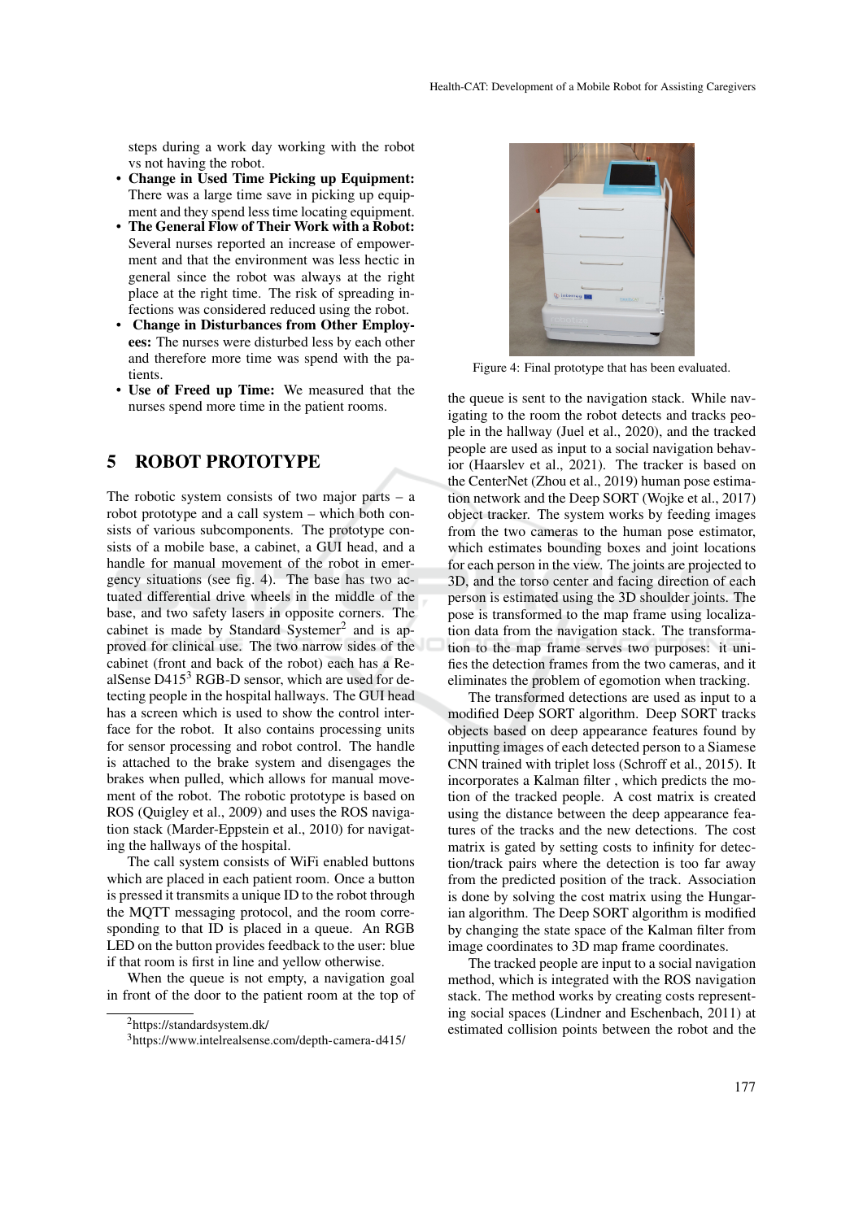steps during a work day working with the robot vs not having the robot.

- **Change in Used Time Picking up Equipment:** There was a large time save in picking up equipment and they spend less time locating equipment.
- **The General Flow of Their Work with a Robot:** Several nurses reported an increase of empowerment and that the environment was less hectic in general since the robot was always at the right place at the right time. The risk of spreading infections was considered reduced using the robot.
- **Change in Disturbances from Other Employees:** The nurses were disturbed less by each other and therefore more time was spend with the patients.
- **Use of Freed up Time:** We measured that the nurses spend more time in the patient rooms.

## 5 ROBOT PROTOTYPE

The robotic system consists of two major parts – a robot prototype and a call system – which both consists of various subcomponents. The prototype consists of a mobile base, a cabinet, a GUI head, and a handle for manual movement of the robot in emergency situations (see fig. 4). The base has two actuated differential drive wheels in the middle of the base, and two safety lasers in opposite corners. The cabinet is made by Standard Systemer[2] and is approved for clinical use. The two narrow sides of the cabinet (front and back of the robot) each has a RealSense D415[3] RGB-D sensor, which are used for detecting people in the hospital hallways. The GUI head has a screen which is used to show the control interface for the robot. It also contains processing units for sensor processing and robot control. The handle is attached to the brake system and disengages the brakes when pulled, which allows for manual movement of the robot. The robotic prototype is based on ROS (Quigley et al., 2009) and uses the ROS navigation stack (Marder-Eppstein et al., 2010) for navigating the hallways of the hospital.

The call system consists of WiFi enabled buttons which are placed in each patient room. Once a button is pressed it transmits a unique ID to the robot through the MQTT messaging protocol, and the room corresponding to that ID is placed in a queue. An RGB LED on the button provides feedback to the user: blue if that room is first in line and yellow otherwise.

When the queue is not empty, a navigation goal in front of the door to the patient room at the top of the queue is sent to the navigation stack. While navigating to the room the robot detects and tracks people in the hallway (Juel et al., 2020), and the tracked people are used as input to a social navigation behavior (Haarslev et al., 2021). The tracker is based on the CenterNet (Zhou et al., 2019) human pose estimation network and the Deep SORT (Wojke et al., 2017) object tracker. The system works by feeding images from the two cameras to the human pose estimator, which estimates bounding boxes and joint locations for each person in the view. The joints are projected to 3D, and the torso center and facing direction of each person is estimated using the 3D shoulder joints. The pose is transformed to the map frame using localization data from the navigation stack. The transformation to the map frame serves two purposes: it unifies the detection frames from the two cameras, and it eliminates the problem of egomotion when tracking.

The transformed detections are used as input to a modified Deep SORT algorithm. Deep SORT tracks objects based on deep appearance features found by inputting images of each detected person to a Siamese CNN trained with triplet loss (Schroff et al., 2015). It incorporates a Kalman filter , which predicts the motion of the tracked people. A cost matrix is created using the distance between the deep appearance features of the tracks and the new detections. The cost matrix is gated by setting costs to infinity for detection/track pairs where the detection is too far away from the predicted position of the track. Association is done by solving the cost matrix using the Hungarian algorithm. The Deep SORT algorithm is modified by changing the state space of the Kalman filter from image coordinates to 3D map frame coordinates.

The tracked people are input to a social navigation method, which is integrated with the ROS navigation stack. The method works by creating costs representing social spaces (Lindner and Eschenbach, 2011) at estimated collision points between the robot and the

Figure 4: Final prototype that has been evaluated.

[2] https://standardsystem.dk/

[3] https://www.intelrealsense.com/depth-camera-d415/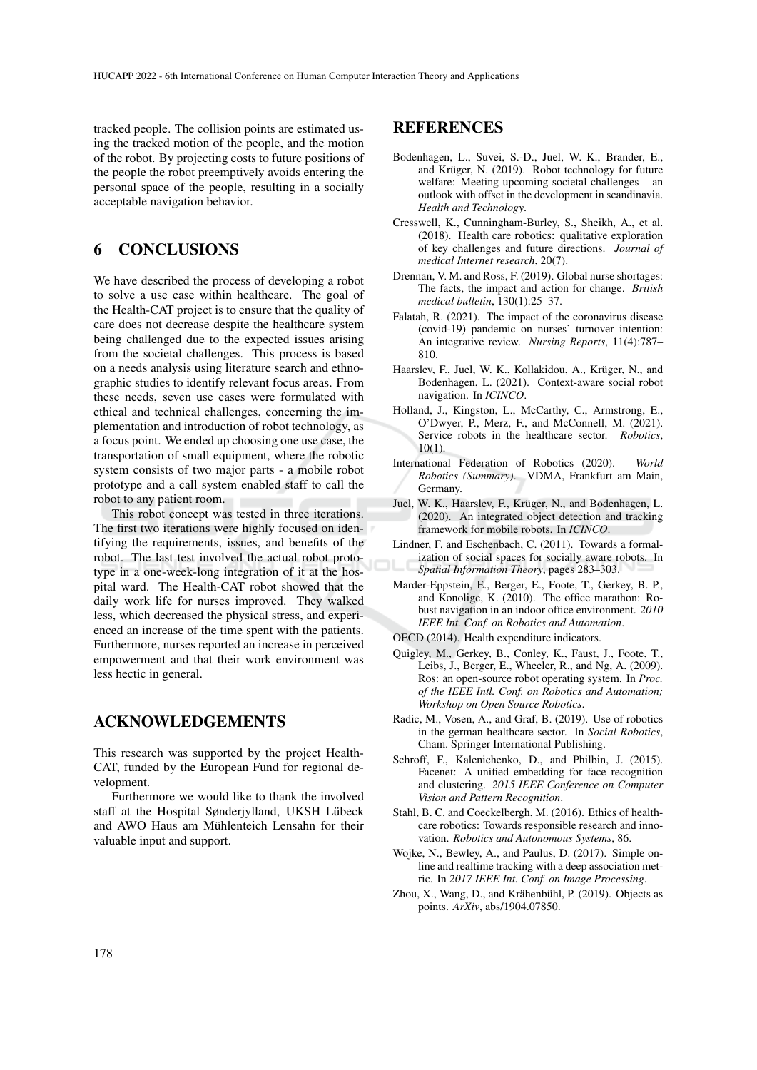tracked people. The collision points are estimated using the tracked motion of the people, and the motion of the robot. By projecting costs to future positions of the people the robot preemptively avoids entering the personal space of the people, resulting in a socially acceptable navigation behavior.

## 6 CONCLUSIONS

We have described the process of developing a robot to solve a use case within healthcare. The goal of the Health-CAT project is to ensure that the quality of care does not decrease despite the healthcare system being challenged due to the expected issues arising from the societal challenges. This process is based on a needs analysis using literature search and ethnographic studies to identify relevant focus areas. From these needs, seven use cases were formulated with ethical and technical challenges, concerning the implementation and introduction of robot technology, as a focus point. We ended up choosing one use case, the transportation of small equipment, where the robotic system consists of two major parts - a mobile robot prototype and a call system enabled staff to call the robot to any patient room.

This robot concept was tested in three iterations. The first two iterations were highly focused on identifying the requirements, issues, and benefits of the robot. The last test involved the actual robot prototype in a one-week-long integration of it at the hospital ward. The Health-CAT robot showed that the daily work life for nurses improved. They walked less, which decreased the physical stress, and experienced an increase of the time spent with the patients. Furthermore, nurses reported an increase in perceived empowerment and that their work environment was less hectic in general.

## ACKNOWLEDGEMENTS

This research was supported by the project Health-CAT, funded by the European Fund for regional development.

Furthermore we would like to thank the involved staff at the Hospital Sønderjylland, UKSH Lübeck and AWO Haus am Mühlenteich Lensahn for their valuable input and support.

## REFERENCES

Bodenhagen, L., Suvei, S.-D., Juel, W. K., Brander, E., and Krüger, N. (2019). Robot technology for future welfare: Meeting upcoming societal challenges – an outlook with offset in the development in scandinavia. *Health and Technology*.

Cresswell, K., Cunningham-Burley, S., Sheikh, A., et al. (2018). Health care robotics: qualitative exploration of key challenges and future directions. *Journal of medical Internet research*, 20(7).

Drennan, V. M. and Ross, F. (2019). Global nurse shortages: The facts, the impact and action for change. *British medical bulletin*, 130(1):25–37.

Falatah, R. (2021). The impact of the coronavirus disease (covid-19) pandemic on nurses' turnover intention: An integrative review. *Nursing Reports*, 11(4):787–810.

Haarslev, F., Juel, W. K., Kollakidou, A., Krüger, N., and Bodenhagen, L. (2021). Context-aware social robot navigation. In *ICINCO*.

Holland, J., Kingston, L., McCarthy, C., Armstrong, E., O'Dwyer, P., Merz, F., and McConnell, M. (2021). Service robots in the healthcare sector. *Robotics*, 10(1).

International Federation of Robotics (2020). *World Robotics (Summary)*. VDMA, Frankfurt am Main, Germany.

Juel, W. K., Haarslev, F., Krüger, N., and Bodenhagen, L. (2020). An integrated object detection and tracking framework for mobile robots. In *ICINCO*.

Lindner, F. and Eschenbach, C. (2011). Towards a formalization of social spaces for socially aware robots. In *Spatial Information Theory*, pages 283–303.

Marder-Eppstein, E., Berger, E., Foote, T., Gerkey, B. P., and Konolige, K. (2010). The office marathon: Robust navigation in an indoor office environment. *2010 IEEE Int. Conf. on Robotics and Automation*.

OECD (2014). Health expenditure indicators.

Quigley, M., Gerkey, B., Conley, K., Faust, J., Foote, T., Leibs, J., Berger, E., Wheeler, R., and Ng, A. (2009). Ros: an open-source robot operating system. In *Proc. of the IEEE Intl. Conf. on Robotics and Automation; Workshop on Open Source Robotics*.

Radic, M., Vosen, A., and Graf, B. (2019). Use of robotics in the german healthcare sector. In *Social Robotics*, Cham. Springer International Publishing.

Schroff, F., Kalenichenko, D., and Philbin, J. (2015). Facenet: A unified embedding for face recognition and clustering. *2015 IEEE Conference on Computer Vision and Pattern Recognition*.

Stahl, B. C. and Coeckelbergh, M. (2016). Ethics of healthcare robotics: Towards responsible research and innovation. *Robotics and Autonomous Systems*, 86.

Wojke, N., Bewley, A., and Paulus, D. (2017). Simple online and realtime tracking with a deep association metric. In *2017 IEEE Int. Conf. on Image Processing*.

Zhou, X., Wang, D., and Krähenbühl, P. (2019). Objects as points. *ArXiv*, abs/1904.07850.